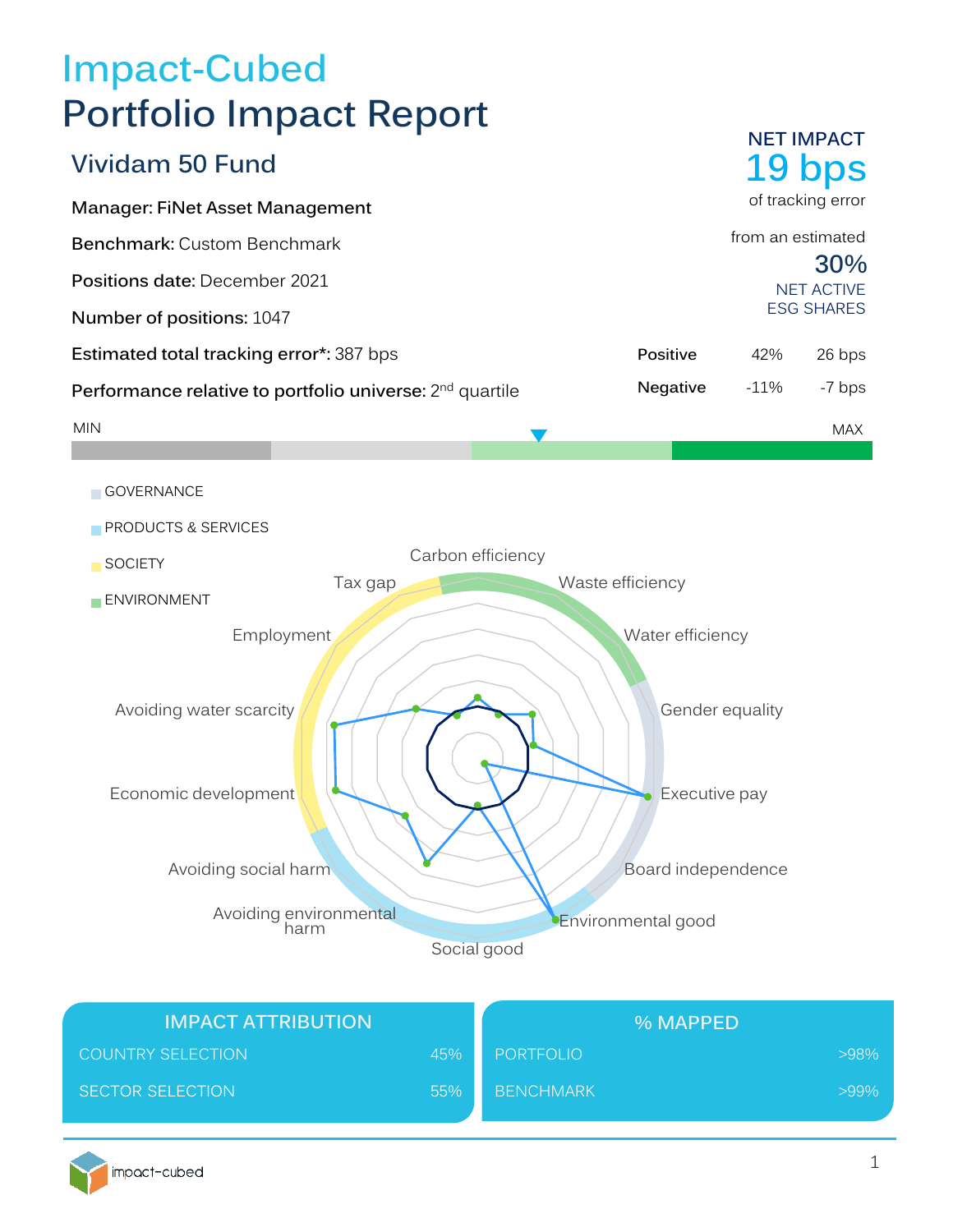# Impact-Cubed

# Portfolio Impact Report

## Vividam 50 Fund

**Manager:** FiNet Asset Management

**Benchmark:** Custom Benchmark

**Positions date:** December 2021

**Number of positions:** 1047

**Estimated total tracking error*:** 387 bps

**Performance relative to portfolio universe:** 2nd quartile

**NET IMPACT**

**19 bps**

of tracking error

from an estimated

**30%**

NET ACTIVE ESG SHARES

| | | |
|---|---|---|
| **Positive** | 42% | 26 bps |
| **Negative** | -11% | -7 bps |

MIN — MAX

- GOVERNANCE
- PRODUCTS & SERVICES
- SOCIETY
- ENVIRONMENT

Carbon efficiency, Waste efficiency, Water efficiency, Gender equality, Executive pay, Board independence, Environmental good, Social good, Avoiding environmental harm, Avoiding social harm, Economic development, Avoiding water scarcity, Employment, Tax gap

| IMPACT ATTRIBUTION | |
|---|---|
| COUNTRY SELECTION | 45% |
| SECTOR SELECTION | 55% |

| % MAPPED | |
|---|---|
| PORTFOLIO | >98% |
| BENCHMARK | >99% |

impact-cubed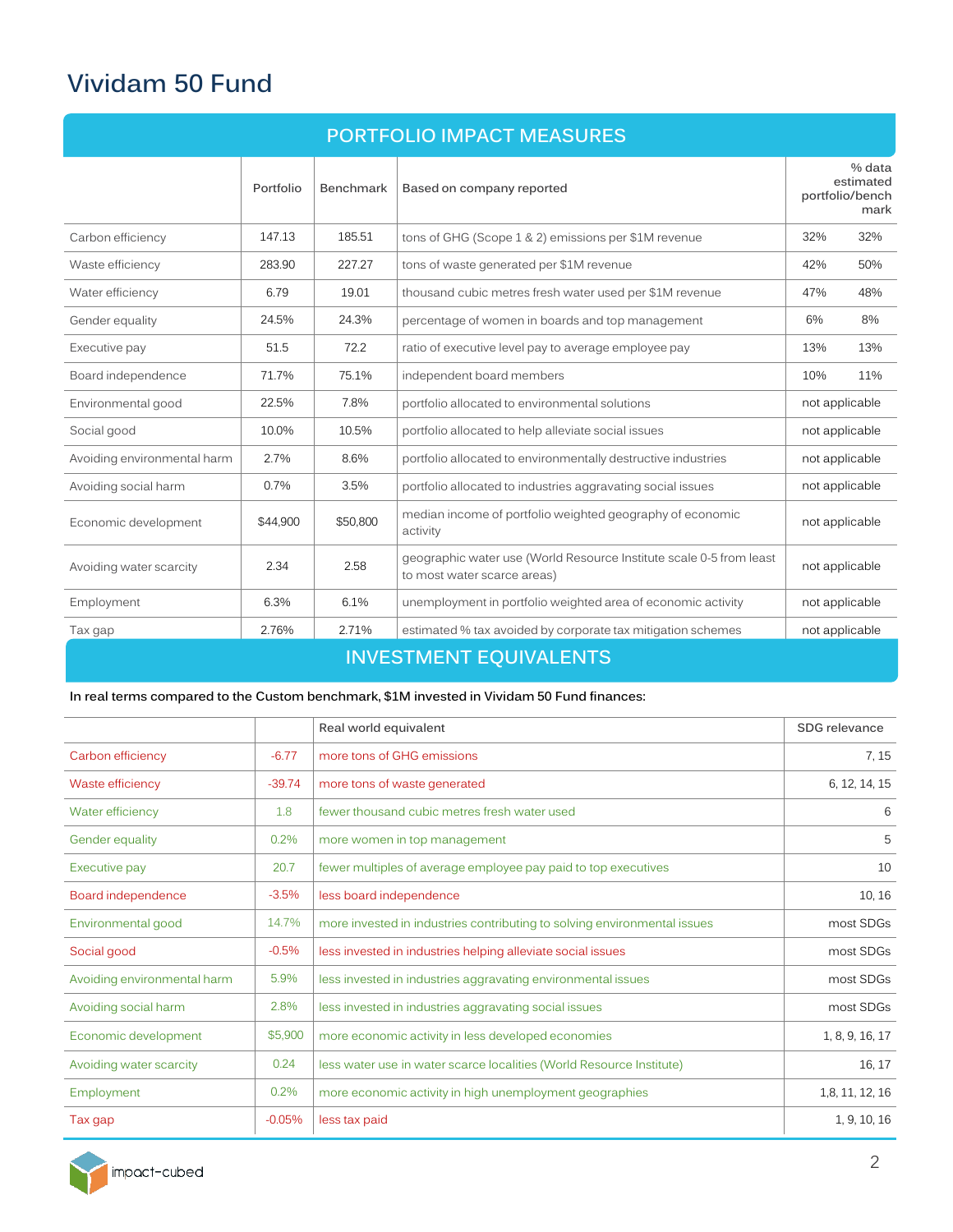# Vividam 50 Fund

## PORTFOLIO IMPACT MEASURES

| | Portfolio | Benchmark | Based on company reported | % data estimated portfolio/bench mark | |
|---|---|---|---|---|---|
| Carbon efficiency | 147.13 | 185.51 | tons of GHG (Scope 1 & 2) emissions per $1M revenue | 32% | 32% |
| Waste efficiency | 283.90 | 227.27 | tons of waste generated per $1M revenue | 42% | 50% |
| Water efficiency | 6.79 | 19.01 | thousand cubic metres fresh water used per $1M revenue | 47% | 48% |
| Gender equality | 24.5% | 24.3% | percentage of women in boards and top management | 6% | 8% |
| Executive pay | 51.5 | 72.2 | ratio of executive level pay to average employee pay | 13% | 13% |
| Board independence | 71.7% | 75.1% | independent board members | 10% | 11% |
| Environmental good | 22.5% | 7.8% | portfolio allocated to environmental solutions | not applicable | |
| Social good | 10.0% | 10.5% | portfolio allocated to help alleviate social issues | not applicable | |
| Avoiding environmental harm | 2.7% | 8.6% | portfolio allocated to environmentally destructive industries | not applicable | |
| Avoiding social harm | 0.7% | 3.5% | portfolio allocated to industries aggravating social issues | not applicable | |
| Economic development | $44,900 | $50,800 | median income of portfolio weighted geography of economic activity | not applicable | |
| Avoiding water scarcity | 2.34 | 2.58 | geographic water use (World Resource Institute scale 0-5 from least to most water scarce areas) | not applicable | |
| Employment | 6.3% | 6.1% | unemployment in portfolio weighted area of economic activity | not applicable | |
| Tax gap | 2.76% | 2.71% | estimated % tax avoided by corporate tax mitigation schemes | not applicable | |

## INVESTMENT EQUIVALENTS

**In real terms compared to the Custom benchmark, $1M invested in Vividam 50 Fund finances:**

| | | Real world equivalent | SDG relevance |
|---|---|---|---|
| Carbon efficiency | -6.77 | more tons of GHG emissions | 7, 15 |
| Waste efficiency | -39.74 | more tons of waste generated | 6, 12, 14, 15 |
| Water efficiency | 1.8 | fewer thousand cubic metres fresh water used | 6 |
| Gender equality | 0.2% | more women in top management | 5 |
| Executive pay | 20.7 | fewer multiples of average employee pay paid to top executives | 10 |
| Board independence | -3.5% | less board independence | 10, 16 |
| Environmental good | 14.7% | more invested in industries contributing to solving environmental issues | most SDGs |
| Social good | -0.5% | less invested in industries helping alleviate social issues | most SDGs |
| Avoiding environmental harm | 5.9% | less invested in industries aggravating environmental issues | most SDGs |
| Avoiding social harm | 2.8% | less invested in industries aggravating social issues | most SDGs |
| Economic development | $5,900 | more economic activity in less developed economies | 1, 8, 9, 16, 17 |
| Avoiding water scarcity | 0.24 | less water use in water scarce localities (World Resource Institute) | 16, 17 |
| Employment | 0.2% | more economic activity in high unemployment geographies | 1,8, 11, 12, 16 |
| Tax gap | -0.05% | less tax paid | 1, 9, 10, 16 |

impact-cubed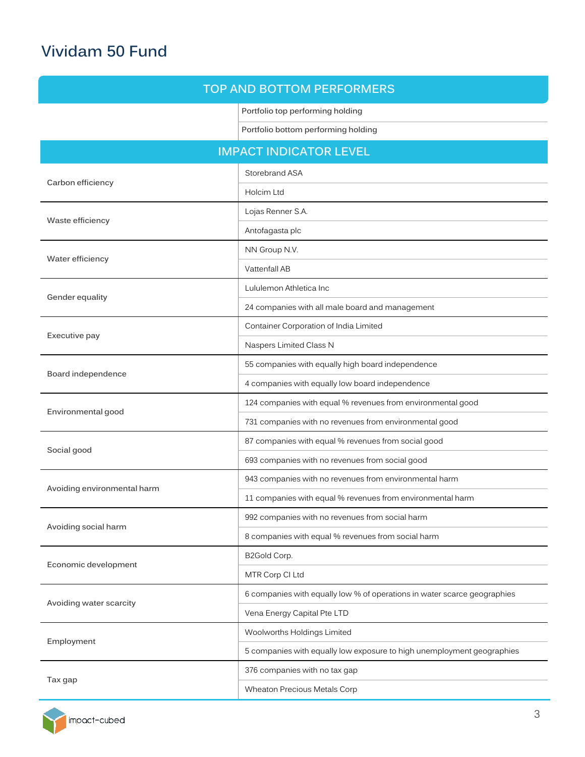# Vividam 50 Fund

## TOP AND BOTTOM PERFORMERS

| | |
|---|---|
| | Portfolio top performing holding |
| | Portfolio bottom performing holding |

## IMPACT INDICATOR LEVEL

| Indicator | Holding |
|---|---|
| Carbon efficiency | Storebrand ASA |
| | Holcim Ltd |
| Waste efficiency | Lojas Renner S.A. |
| | Antofagasta plc |
| Water efficiency | NN Group N.V. |
| | Vattenfall AB |
| Gender equality | Lululemon Athletica Inc |
| | 24 companies with all male board and management |
| Executive pay | Container Corporation of India Limited |
| | Naspers Limited Class N |
| Board independence | 55 companies with equally high board independence |
| | 4 companies with equally low board independence |
| Environmental good | 124 companies with equal % revenues from environmental good |
| | 731 companies with no revenues from environmental good |
| Social good | 87 companies with equal % revenues from social good |
| | 693 companies with no revenues from social good |
| Avoiding environmental harm | 943 companies with no revenues from environmental harm |
| | 11 companies with equal % revenues from environmental harm |
| Avoiding social harm | 992 companies with no revenues from social harm |
| | 8 companies with equal % revenues from social harm |
| Economic development | B2Gold Corp. |
| | MTR Corp Cl Ltd |
| Avoiding water scarcity | 6 companies with equally low % of operations in water scarce geographies |
| | Vena Energy Capital Pte LTD |
| Employment | Woolworths Holdings Limited |
| | 5 companies with equally low exposure to high unemployment geographies |
| Tax gap | 376 companies with no tax gap |
| | Wheaton Precious Metals Corp |

impact-cubed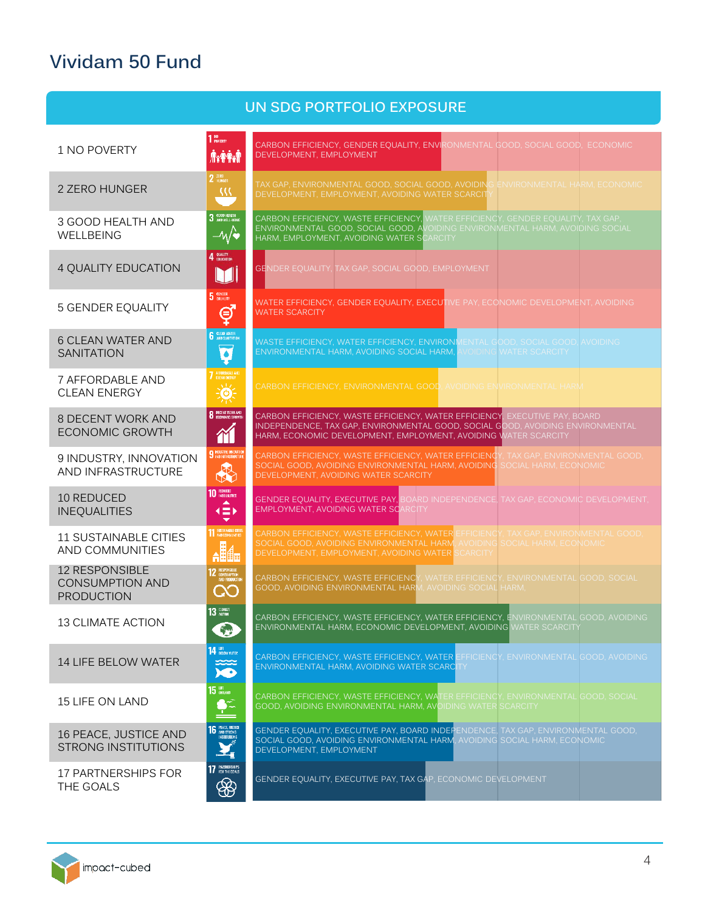# Vividam 50 Fund

## UN SDG PORTFOLIO EXPOSURE

| SDG | Exposure |
| --- | --- |
| 1 NO POVERTY | CARBON EFFICIENCY, GENDER EQUALITY, ENVIRONMENTAL GOOD, SOCIAL GOOD, ECONOMIC DEVELOPMENT, EMPLOYMENT |
| 2 ZERO HUNGER | TAX GAP, ENVIRONMENTAL GOOD, SOCIAL GOOD, AVOIDING ENVIRONMENTAL HARM, ECONOMIC DEVELOPMENT, EMPLOYMENT, AVOIDING WATER SCARCITY |
| 3 GOOD HEALTH AND WELLBEING | CARBON EFFICIENCY, WASTE EFFICIENCY, WATER EFFICIENCY, GENDER EQUALITY, TAX GAP, ENVIRONMENTAL GOOD, SOCIAL GOOD, AVOIDING ENVIRONMENTAL HARM, AVOIDING SOCIAL HARM, EMPLOYMENT, AVOIDING WATER SCARCITY |
| 4 QUALITY EDUCATION | GENDER EQUALITY, TAX GAP, SOCIAL GOOD, EMPLOYMENT |
| 5 GENDER EQUALITY | WATER EFFICIENCY, GENDER EQUALITY, EXECUTIVE PAY, ECONOMIC DEVELOPMENT, AVOIDING WATER SCARCITY |
| 6 CLEAN WATER AND SANITATION | WASTE EFFICIENCY, WATER EFFICIENCY, ENVIRONMENTAL GOOD, SOCIAL GOOD, AVOIDING ENVIRONMENTAL HARM, AVOIDING SOCIAL HARM, AVOIDING WATER SCARCITY |
| 7 AFFORDABLE AND CLEAN ENERGY | CARBON EFFICIENCY, ENVIRONMENTAL GOOD, AVOIDING ENVIRONMENTAL HARM |
| 8 DECENT WORK AND ECONOMIC GROWTH | CARBON EFFICIENCY, WASTE EFFICIENCY, WATER EFFICIENCY, EXECUTIVE PAY, BOARD INDEPENDENCE, TAX GAP, ENVIRONMENTAL GOOD, SOCIAL GOOD, AVOIDING ENVIRONMENTAL HARM, ECONOMIC DEVELOPMENT, EMPLOYMENT, AVOIDING WATER SCARCITY |
| 9 INDUSTRY, INNOVATION AND INFRASTRUCTURE | CARBON EFFICIENCY, WASTE EFFICIENCY, WATER EFFICIENCY, TAX GAP, ENVIRONMENTAL GOOD, SOCIAL GOOD, AVOIDING ENVIRONMENTAL HARM, AVOIDING SOCIAL HARM, ECONOMIC DEVELOPMENT, AVOIDING WATER SCARCITY |
| 10 REDUCED INEQUALITIES | GENDER EQUALITY, EXECUTIVE PAY, BOARD INDEPENDENCE, TAX GAP, ECONOMIC DEVELOPMENT, EMPLOYMENT, AVOIDING WATER SCARCITY |
| 11 SUSTAINABLE CITIES AND COMMUNITIES | CARBON EFFICIENCY, WASTE EFFICIENCY, WATER EFFICIENCY, TAX GAP, ENVIRONMENTAL GOOD, SOCIAL GOOD, AVOIDING ENVIRONMENTAL HARM, AVOIDING SOCIAL HARM, ECONOMIC DEVELOPMENT, EMPLOYMENT, AVOIDING WATER SCARCITY |
| 12 RESPONSIBLE CONSUMPTION AND PRODUCTION | CARBON EFFICIENCY, WASTE EFFICIENCY, WATER EFFICIENCY, ENVIRONMENTAL GOOD, SOCIAL GOOD, AVOIDING ENVIRONMENTAL HARM, AVOIDING SOCIAL HARM, |
| 13 CLIMATE ACTION | CARBON EFFICIENCY, WASTE EFFICIENCY, WATER EFFICIENCY, ENVIRONMENTAL GOOD, AVOIDING ENVIRONMENTAL HARM, ECONOMIC DEVELOPMENT, AVOIDING WATER SCARCITY |
| 14 LIFE BELOW WATER | CARBON EFFICIENCY, WASTE EFFICIENCY, WATER EFFICIENCY, ENVIRONMENTAL GOOD, AVOIDING ENVIRONMENTAL HARM, AVOIDING WATER SCARCITY |
| 15 LIFE ON LAND | CARBON EFFICIENCY, WASTE EFFICIENCY, WATER EFFICIENCY, ENVIRONMENTAL GOOD, SOCIAL GOOD, AVOIDING ENVIRONMENTAL HARM, AVOIDING WATER SCARCITY |
| 16 PEACE, JUSTICE AND STRONG INSTITUTIONS | GENDER EQUALITY, EXECUTIVE PAY, BOARD INDEPENDENCE, TAX GAP, ENVIRONMENTAL GOOD, SOCIAL GOOD, AVOIDING ENVIRONMENTAL HARM, AVOIDING SOCIAL HARM, ECONOMIC DEVELOPMENT, EMPLOYMENT |
| 17 PARTNERSHIPS FOR THE GOALS | GENDER EQUALITY, EXECUTIVE PAY, TAX GAP, ECONOMIC DEVELOPMENT |

impact-cubed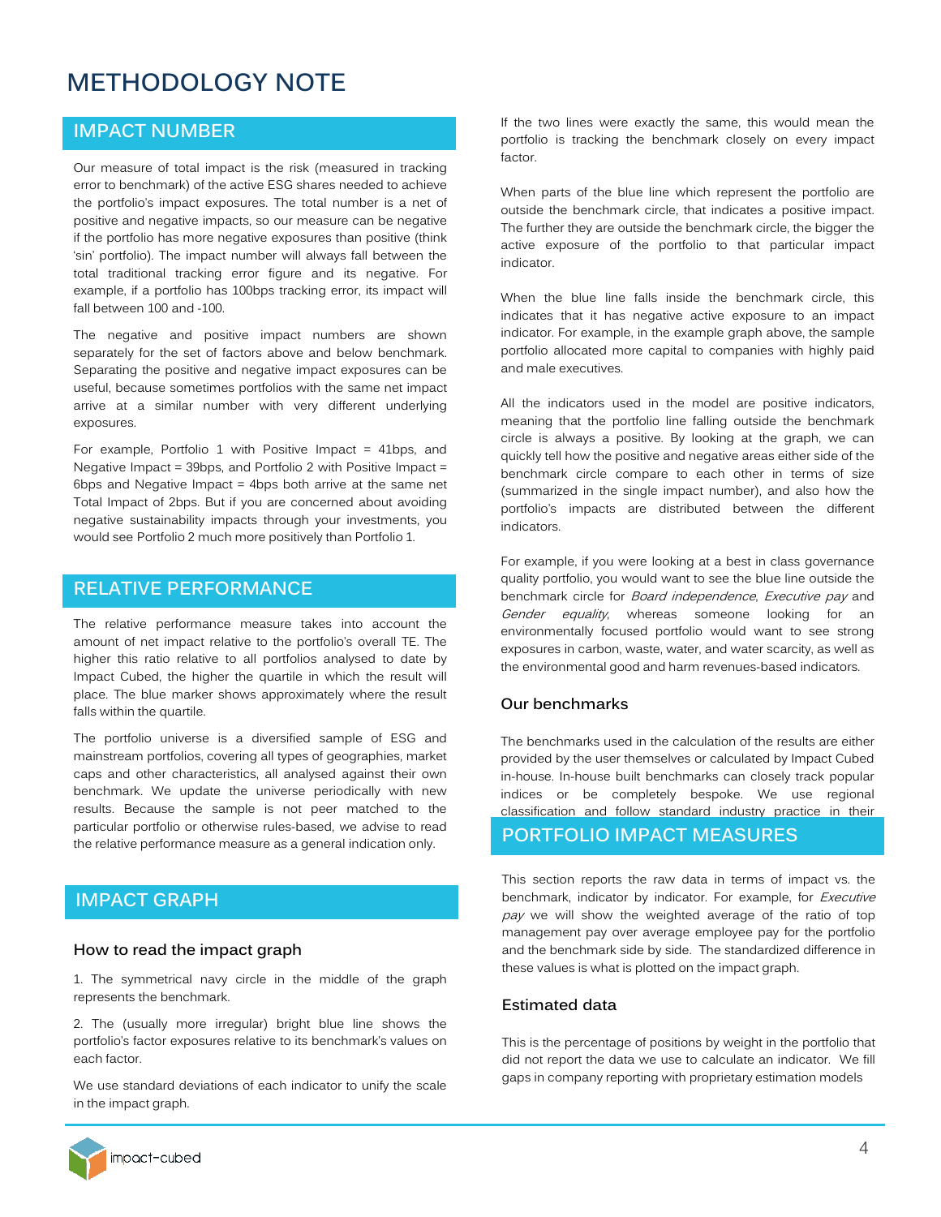# METHODOLOGY NOTE

## IMPACT NUMBER

Our measure of total impact is the risk (measured in tracking error to benchmark) of the active ESG shares needed to achieve the portfolio's impact exposures. The total number is a net of positive and negative impacts, so our measure can be negative if the portfolio has more negative exposures than positive (think 'sin' portfolio). The impact number will always fall between the total traditional tracking error figure and its negative. For example, if a portfolio has 100bps tracking error, its impact will fall between 100 and -100.

The negative and positive impact numbers are shown separately for the set of factors above and below benchmark. Separating the positive and negative impact exposures can be useful, because sometimes portfolios with the same net impact arrive at a similar number with very different underlying exposures.

For example, Portfolio 1 with Positive Impact = 41bps, and Negative Impact = 39bps, and Portfolio 2 with Positive Impact = 6bps and Negative Impact = 4bps both arrive at the same net Total Impact of 2bps. But if you are concerned about avoiding negative sustainability impacts through your investments, you would see Portfolio 2 much more positively than Portfolio 1.

## RELATIVE PERFORMANCE

The relative performance measure takes into account the amount of net impact relative to the portfolio's overall TE. The higher this ratio relative to all portfolios analysed to date by Impact Cubed, the higher the quartile in which the result will place. The blue marker shows approximately where the result falls within the quartile.

The portfolio universe is a diversified sample of ESG and mainstream portfolios, covering all types of geographies, market caps and other characteristics, all analysed against their own benchmark. We update the universe periodically with new results. Because the sample is not peer matched to the particular portfolio or otherwise rules-based, we advise to read the relative performance measure as a general indication only.

## IMPACT GRAPH

### How to read the impact graph

1. The symmetrical navy circle in the middle of the graph represents the benchmark.

2. The (usually more irregular) bright blue line shows the portfolio's factor exposures relative to its benchmark's values on each factor.

We use standard deviations of each indicator to unify the scale in the impact graph.

If the two lines were exactly the same, this would mean the portfolio is tracking the benchmark closely on every impact factor.

When parts of the blue line which represent the portfolio are outside the benchmark circle, that indicates a positive impact. The further they are outside the benchmark circle, the bigger the active exposure of the portfolio to that particular impact indicator.

When the blue line falls inside the benchmark circle, this indicates that it has negative active exposure to an impact indicator. For example, in the example graph above, the sample portfolio allocated more capital to companies with highly paid and male executives.

All the indicators used in the model are positive indicators, meaning that the portfolio line falling outside the benchmark circle is always a positive. By looking at the graph, we can quickly tell how the positive and negative areas either side of the benchmark circle compare to each other in terms of size (summarized in the single impact number), and also how the portfolio's impacts are distributed between the different indicators.

For example, if you were looking at a best in class governance quality portfolio, you would want to see the blue line outside the benchmark circle for *Board independence*, *Executive pay* and *Gender equality*, whereas someone looking for an environmentally focused portfolio would want to see strong exposures in carbon, waste, water, and water scarcity, as well as the environmental good and harm revenues-based indicators.

### Our benchmarks

The benchmarks used in the calculation of the results are either provided by the user themselves or calculated by Impact Cubed in-house. In-house built benchmarks can closely track popular indices or be completely bespoke. We use regional classification and follow standard industry practice in their

## PORTFOLIO IMPACT MEASURES

This section reports the raw data in terms of impact vs. the benchmark, indicator by indicator. For example, for *Executive pay* we will show the weighted average of the ratio of top management pay over average employee pay for the portfolio and the benchmark side by side. The standardized difference in these values is what is plotted on the impact graph.

### Estimated data

This is the percentage of positions by weight in the portfolio that did not report the data we use to calculate an indicator. We fill gaps in company reporting with proprietary estimation models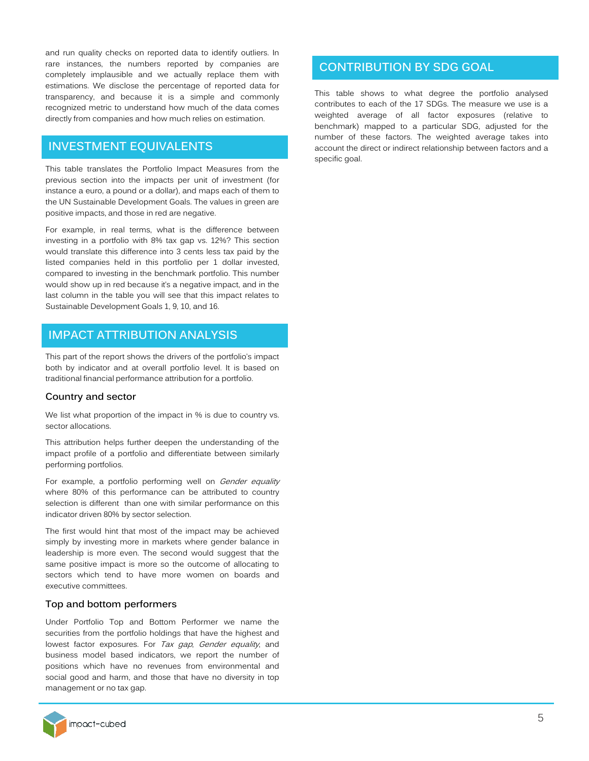and run quality checks on reported data to identify outliers. In rare instances, the numbers reported by companies are completely implausible and we actually replace them with estimations. We disclose the percentage of reported data for transparency, and because it is a simple and commonly recognized metric to understand how much of the data comes directly from companies and how much relies on estimation.

## INVESTMENT EQUIVALENTS

This table translates the Portfolio Impact Measures from the previous section into the impacts per unit of investment (for instance a euro, a pound or a dollar), and maps each of them to the UN Sustainable Development Goals. The values in green are positive impacts, and those in red are negative.

For example, in real terms, what is the difference between investing in a portfolio with 8% tax gap vs. 12%? This section would translate this difference into 3 cents less tax paid by the listed companies held in this portfolio per 1 dollar invested, compared to investing in the benchmark portfolio. This number would show up in red because it's a negative impact, and in the last column in the table you will see that this impact relates to Sustainable Development Goals 1, 9, 10, and 16.

## IMPACT ATTRIBUTION ANALYSIS

This part of the report shows the drivers of the portfolio's impact both by indicator and at overall portfolio level. It is based on traditional financial performance attribution for a portfolio.

### Country and sector

We list what proportion of the impact in % is due to country vs. sector allocations.

This attribution helps further deepen the understanding of the impact profile of a portfolio and differentiate between similarly performing portfolios.

For example, a portfolio performing well on *Gender equality* where 80% of this performance can be attributed to country selection is different than one with similar performance on this indicator driven 80% by sector selection.

The first would hint that most of the impact may be achieved simply by investing more in markets where gender balance in leadership is more even. The second would suggest that the same positive impact is more so the outcome of allocating to sectors which tend to have more women on boards and executive committees.

### Top and bottom performers

Under Portfolio Top and Bottom Performer we name the securities from the portfolio holdings that have the highest and lowest factor exposures. For *Tax gap*, *Gender equality*, and business model based indicators, we report the number of positions which have no revenues from environmental and social good and harm, and those that have no diversity in top management or no tax gap.

## CONTRIBUTION BY SDG GOAL

This table shows to what degree the portfolio analysed contributes to each of the 17 SDGs. The measure we use is a weighted average of all factor exposures (relative to benchmark) mapped to a particular SDG, adjusted for the number of these factors. The weighted average takes into account the direct or indirect relationship between factors and a specific goal.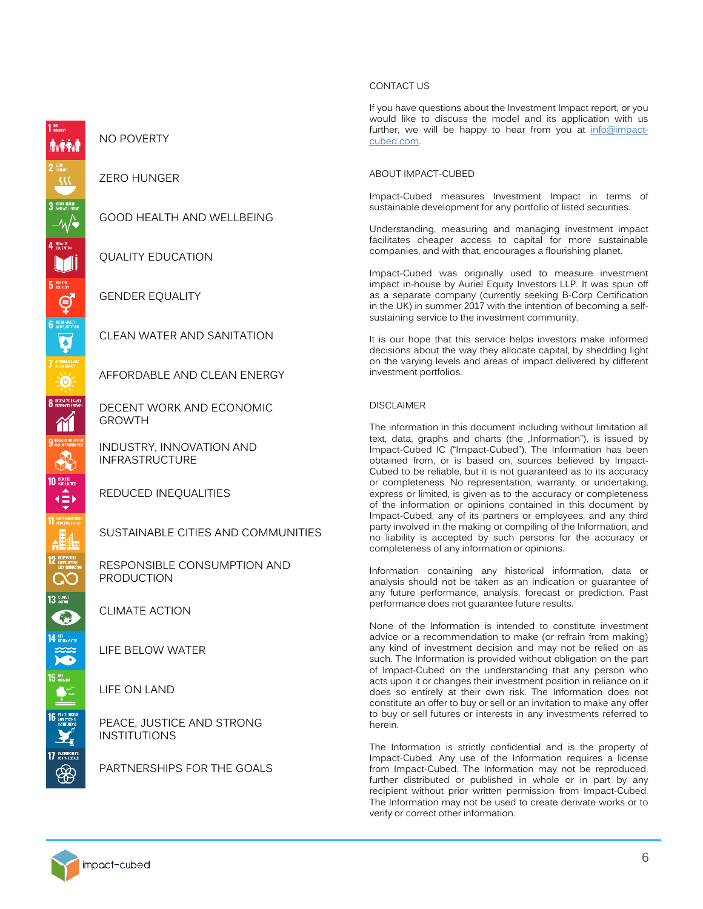- NO POVERTY
- ZERO HUNGER
- GOOD HEALTH AND WELLBEING
- QUALITY EDUCATION
- GENDER EQUALITY
- CLEAN WATER AND SANITATION
- AFFORDABLE AND CLEAN ENERGY
- DECENT WORK AND ECONOMIC GROWTH
- INDUSTRY, INNOVATION AND INFRASTRUCTURE
- REDUCED INEQUALITIES
- SUSTAINABLE CITIES AND COMMUNITIES
- RESPONSIBLE CONSUMPTION AND PRODUCTION
- CLIMATE ACTION
- LIFE BELOW WATER
- LIFE ON LAND
- PEACE, JUSTICE AND STRONG INSTITUTIONS
- PARTNERSHIPS FOR THE GOALS

## CONTACT US

If you have questions about the Investment Impact report, or you would like to discuss the model and its application with us further, we will be happy to hear from you at [info@impact-cubed.com](mailto:info@impact-cubed.com).

## ABOUT IMPACT-CUBED

Impact-Cubed measures Investment Impact in terms of sustainable development for any portfolio of listed securities.

Understanding, measuring and managing investment impact facilitates cheaper access to capital for more sustainable companies, and with that, encourages a flourishing planet.

Impact-Cubed was originally used to measure investment impact in-house by Auriel Equity Investors LLP. It was spun off as a separate company (currently seeking B-Corp Certification in the UK) in summer 2017 with the intention of becoming a self-sustaining service to the investment community.

It is our hope that this service helps investors make informed decisions about the way they allocate capital, by shedding light on the varying levels and areas of impact delivered by different investment portfolios.

## DISCLAIMER

The information in this document including without limitation all text, data, graphs and charts (the „Information"), is issued by Impact-Cubed IC ("Impact-Cubed"). The Information has been obtained from, or is based on, sources believed by Impact-Cubed to be reliable, but it is not guaranteed as to its accuracy or completeness. No representation, warranty, or undertaking, express or limited, is given as to the accuracy or completeness of the information or opinions contained in this document by Impact-Cubed, any of its partners or employees, and any third party involved in the making or compiling of the Information, and no liability is accepted by such persons for the accuracy or completeness of any information or opinions.

Information containing any historical information, data or analysis should not be taken as an indication or guarantee of any future performance, analysis, forecast or prediction. Past performance does not guarantee future results.

None of the Information is intended to constitute investment advice or a recommendation to make (or refrain from making) any kind of investment decision and may not be relied on as such. The Information is provided without obligation on the part of Impact-Cubed on the understanding that any person who acts upon it or changes their investment position in reliance on it does so entirely at their own risk. The Information does not constitute an offer to buy or sell or an invitation to make any offer to buy or sell futures or interests in any investments referred to herein.

The Information is strictly confidential and is the property of Impact-Cubed. Any use of the Information requires a license from Impact-Cubed. The Information may not be reproduced, further distributed or published in whole or in part by any recipient without prior written permission from Impact-Cubed. The Information may not be used to create derivate works or to verify or correct other information.